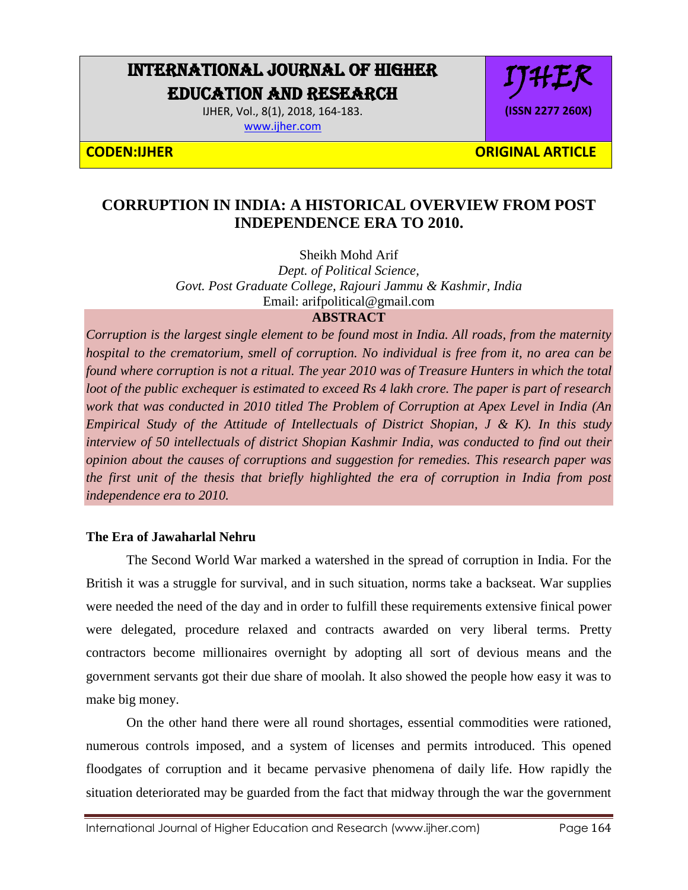# CORRUPTION IN INDIA: A HISTORICAL OVERVIEW FROM POST INDEPENDENCE ERA TO 2010.

Sheikh Mohd Arif

*Dept. of Political Science,*
*Govt. Post Graduate College, Rajouri Jammu & Kashmir, India*
Email: arifpolitical@gmail.com

## ABSTRACT

*Corruption is the largest single element to be found most in India. All roads, from the maternity hospital to the crematorium, smell of corruption. No individual is free from it, no area can be found where corruption is not a ritual. The year 2010 was of Treasure Hunters in which the total loot of the public exchequer is estimated to exceed Rs 4 lakh crore. The paper is part of research work that was conducted in 2010 titled The Problem of Corruption at Apex Level in India (An Empirical Study of the Attitude of Intellectuals of District Shopian, J & K). In this study interview of 50 intellectuals of district Shopian Kashmir India, was conducted to find out their opinion about the causes of corruptions and suggestion for remedies. This research paper was the first unit of the thesis that briefly highlighted the era of corruption in India from post independence era to 2010.*

### The Era of Jawaharlal Nehru

The Second World War marked a watershed in the spread of corruption in India. For the British it was a struggle for survival, and in such situation, norms take a backseat. War supplies were needed the need of the day and in order to fulfill these requirements extensive finical power were delegated, procedure relaxed and contracts awarded on very liberal terms. Pretty contractors become millionaires overnight by adopting all sort of devious means and the government servants got their due share of moolah. It also showed the people how easy it was to make big money.

On the other hand there were all round shortages, essential commodities were rationed, numerous controls imposed, and a system of licenses and permits introduced. This opened floodgates of corruption and it became pervasive phenomena of daily life. How rapidly the situation deteriorated may be guarded from the fact that midway through the war the government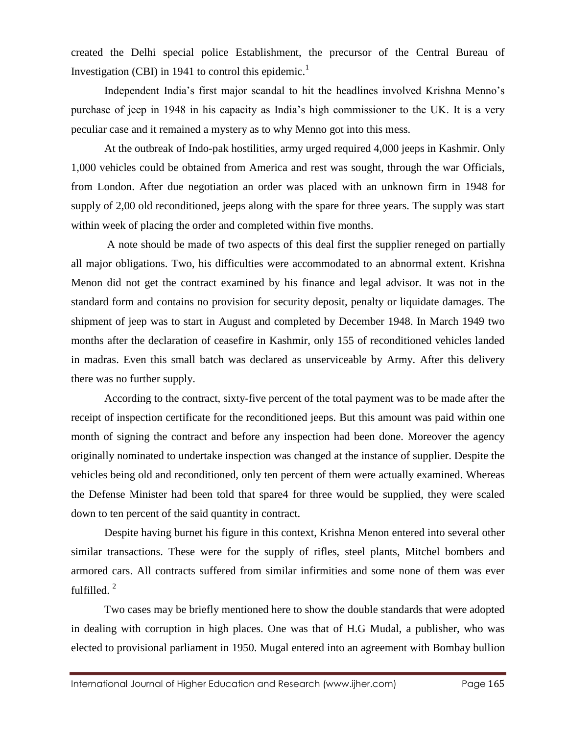created the Delhi special police Establishment, the precursor of the Central Bureau of Investigation (CBI) in 1941 to control this epidemic.[1]

Independent India's first major scandal to hit the headlines involved Krishna Menno's purchase of jeep in 1948 in his capacity as India's high commissioner to the UK. It is a very peculiar case and it remained a mystery as to why Menno got into this mess.

At the outbreak of Indo-pak hostilities, army urged required 4,000 jeeps in Kashmir. Only 1,000 vehicles could be obtained from America and rest was sought, through the war Officials, from London. After due negotiation an order was placed with an unknown firm in 1948 for supply of 2,00 old reconditioned, jeeps along with the spare for three years. The supply was start within week of placing the order and completed within five months.

A note should be made of two aspects of this deal first the supplier reneged on partially all major obligations. Two, his difficulties were accommodated to an abnormal extent. Krishna Menon did not get the contract examined by his finance and legal advisor. It was not in the standard form and contains no provision for security deposit, penalty or liquidate damages. The shipment of jeep was to start in August and completed by December 1948. In March 1949 two months after the declaration of ceasefire in Kashmir, only 155 of reconditioned vehicles landed in madras. Even this small batch was declared as unserviceable by Army. After this delivery there was no further supply.

According to the contract, sixty-five percent of the total payment was to be made after the receipt of inspection certificate for the reconditioned jeeps. But this amount was paid within one month of signing the contract and before any inspection had been done. Moreover the agency originally nominated to undertake inspection was changed at the instance of supplier. Despite the vehicles being old and reconditioned, only ten percent of them were actually examined. Whereas the Defense Minister had been told that spare4 for three would be supplied, they were scaled down to ten percent of the said quantity in contract.

Despite having burnet his figure in this context, Krishna Menon entered into several other similar transactions. These were for the supply of rifles, steel plants, Mitchel bombers and armored cars. All contracts suffered from similar infirmities and some none of them was ever fulfilled. [2]

Two cases may be briefly mentioned here to show the double standards that were adopted in dealing with corruption in high places. One was that of H.G Mudal, a publisher, who was elected to provisional parliament in 1950. Mugal entered into an agreement with Bombay bullion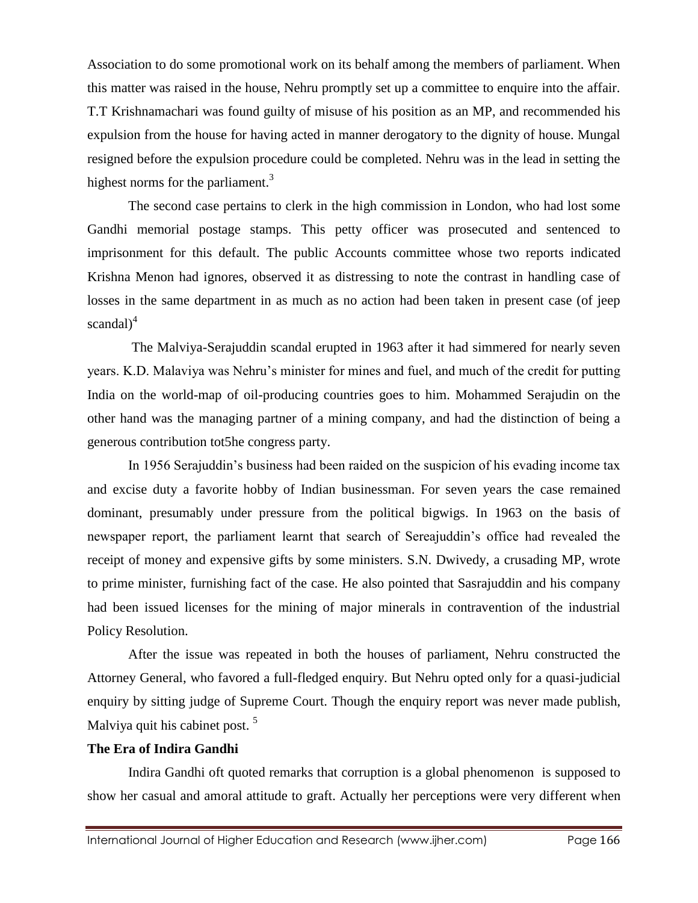Association to do some promotional work on its behalf among the members of parliament. When this matter was raised in the house, Nehru promptly set up a committee to enquire into the affair. T.T Krishnamachari was found guilty of misuse of his position as an MP, and recommended his expulsion from the house for having acted in manner derogatory to the dignity of house. Mungal resigned before the expulsion procedure could be completed. Nehru was in the lead in setting the highest norms for the parliament.[3]

The second case pertains to clerk in the high commission in London, who had lost some Gandhi memorial postage stamps. This petty officer was prosecuted and sentenced to imprisonment for this default. The public Accounts committee whose two reports indicated Krishna Menon had ignores, observed it as distressing to note the contrast in handling case of losses in the same department in as much as no action had been taken in present case (of jeep scandal)[4]

The Malviya-Serajuddin scandal erupted in 1963 after it had simmered for nearly seven years. K.D. Malaviya was Nehru's minister for mines and fuel, and much of the credit for putting India on the world-map of oil-producing countries goes to him. Mohammed Serajudin on the other hand was the managing partner of a mining company, and had the distinction of being a generous contribution tot5he congress party.

In 1956 Serajuddin's business had been raided on the suspicion of his evading income tax and excise duty a favorite hobby of Indian businessman. For seven years the case remained dominant, presumably under pressure from the political bigwigs. In 1963 on the basis of newspaper report, the parliament learnt that search of Sereajuddin's office had revealed the receipt of money and expensive gifts by some ministers. S.N. Dwivedy, a crusading MP, wrote to prime minister, furnishing fact of the case. He also pointed that Sasrajuddin and his company had been issued licenses for the mining of major minerals in contravention of the industrial Policy Resolution.

After the issue was repeated in both the houses of parliament, Nehru constructed the Attorney General, who favored a full-fledged enquiry. But Nehru opted only for a quasi-judicial enquiry by sitting judge of Supreme Court. Though the enquiry report was never made publish, Malviya quit his cabinet post. [5]

### The Era of Indira Gandhi

Indira Gandhi oft quoted remarks that corruption is a global phenomenon is supposed to show her casual and amoral attitude to graft. Actually her perceptions were very different when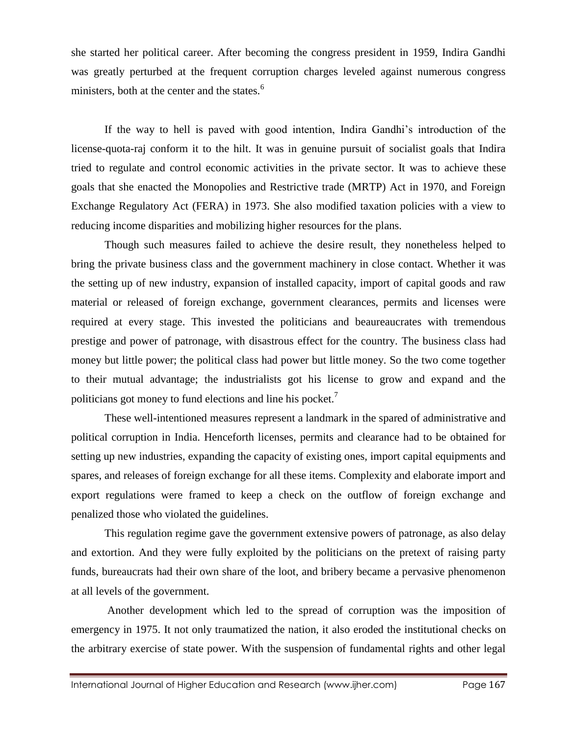she started her political career. After becoming the congress president in 1959, Indira Gandhi was greatly perturbed at the frequent corruption charges leveled against numerous congress ministers, both at the center and the states.[6]

If the way to hell is paved with good intention, Indira Gandhi's introduction of the license-quota-raj conform it to the hilt. It was in genuine pursuit of socialist goals that Indira tried to regulate and control economic activities in the private sector. It was to achieve these goals that she enacted the Monopolies and Restrictive trade (MRTP) Act in 1970, and Foreign Exchange Regulatory Act (FERA) in 1973. She also modified taxation policies with a view to reducing income disparities and mobilizing higher resources for the plans.

Though such measures failed to achieve the desire result, they nonetheless helped to bring the private business class and the government machinery in close contact. Whether it was the setting up of new industry, expansion of installed capacity, import of capital goods and raw material or released of foreign exchange, government clearances, permits and licenses were required at every stage. This invested the politicians and beaureaucrates with tremendous prestige and power of patronage, with disastrous effect for the country. The business class had money but little power; the political class had power but little money. So the two come together to their mutual advantage; the industrialists got his license to grow and expand and the politicians got money to fund elections and line his pocket.[7]

These well-intentioned measures represent a landmark in the spared of administrative and political corruption in India. Henceforth licenses, permits and clearance had to be obtained for setting up new industries, expanding the capacity of existing ones, import capital equipments and spares, and releases of foreign exchange for all these items. Complexity and elaborate import and export regulations were framed to keep a check on the outflow of foreign exchange and penalized those who violated the guidelines.

This regulation regime gave the government extensive powers of patronage, as also delay and extortion. And they were fully exploited by the politicians on the pretext of raising party funds, bureaucrats had their own share of the loot, and bribery became a pervasive phenomenon at all levels of the government.

Another development which led to the spread of corruption was the imposition of emergency in 1975. It not only traumatized the nation, it also eroded the institutional checks on the arbitrary exercise of state power. With the suspension of fundamental rights and other legal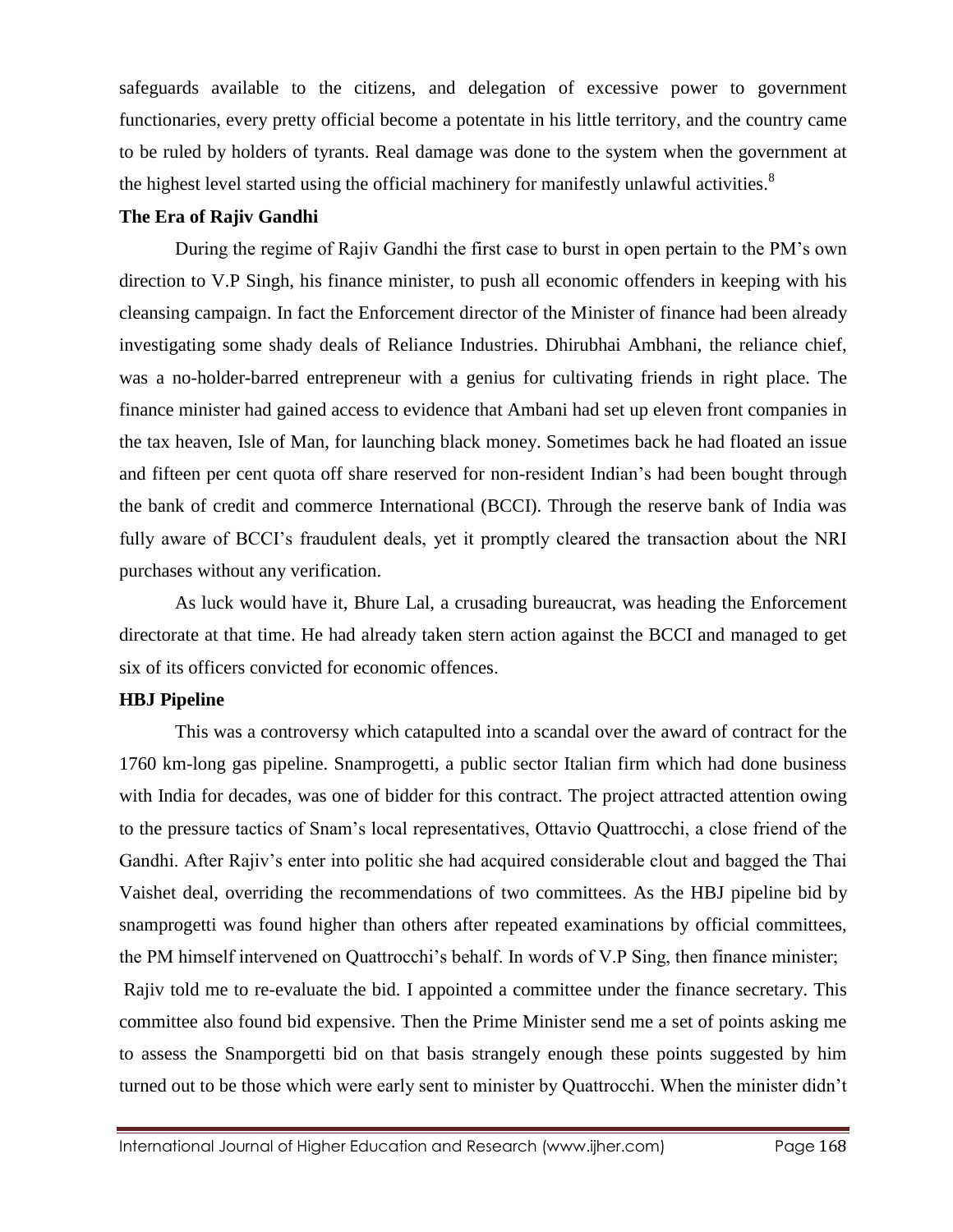safeguards available to the citizens, and delegation of excessive power to government functionaries, every pretty official become a potentate in his little territory, and the country came to be ruled by holders of tyrants. Real damage was done to the system when the government at the highest level started using the official machinery for manifestly unlawful activities.[8]

**The Era of Rajiv Gandhi**

During the regime of Rajiv Gandhi the first case to burst in open pertain to the PM's own direction to V.P Singh, his finance minister, to push all economic offenders in keeping with his cleansing campaign. In fact the Enforcement director of the Minister of finance had been already investigating some shady deals of Reliance Industries. Dhirubhai Ambhani, the reliance chief, was a no-holder-barred entrepreneur with a genius for cultivating friends in right place. The finance minister had gained access to evidence that Ambani had set up eleven front companies in the tax heaven, Isle of Man, for launching black money. Sometimes back he had floated an issue and fifteen per cent quota off share reserved for non-resident Indian's had been bought through the bank of credit and commerce International (BCCI). Through the reserve bank of India was fully aware of BCCI's fraudulent deals, yet it promptly cleared the transaction about the NRI purchases without any verification.

As luck would have it, Bhure Lal, a crusading bureaucrat, was heading the Enforcement directorate at that time. He had already taken stern action against the BCCI and managed to get six of its officers convicted for economic offences.

**HBJ Pipeline**

This was a controversy which catapulted into a scandal over the award of contract for the 1760 km-long gas pipeline. Snamprogetti, a public sector Italian firm which had done business with India for decades, was one of bidder for this contract. The project attracted attention owing to the pressure tactics of Snam's local representatives, Ottavio Quattrocchi, a close friend of the Gandhi. After Rajiv's enter into politic she had acquired considerable clout and bagged the Thai Vaishet deal, overriding the recommendations of two committees. As the HBJ pipeline bid by snamprogetti was found higher than others after repeated examinations by official committees, the PM himself intervened on Quattrocchi's behalf. In words of V.P Sing, then finance minister;

Rajiv told me to re-evaluate the bid. I appointed a committee under the finance secretary. This committee also found bid expensive. Then the Prime Minister send me a set of points asking me to assess the Snamporgetti bid on that basis strangely enough these points suggested by him turned out to be those which were early sent to minister by Quattrocchi. When the minister didn't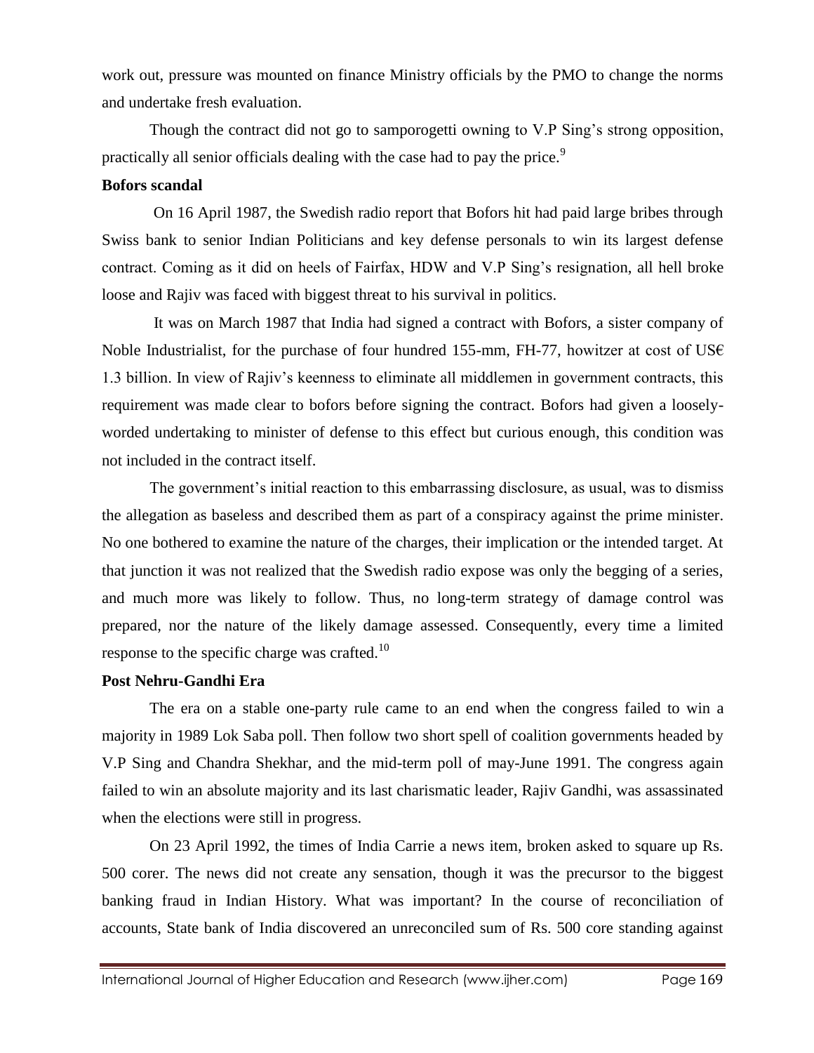work out, pressure was mounted on finance Ministry officials by the PMO to change the norms and undertake fresh evaluation.

Though the contract did not go to samporogetti owning to V.P Sing's strong opposition, practically all senior officials dealing with the case had to pay the price.[9]

**Bofors scandal**

On 16 April 1987, the Swedish radio report that Bofors hit had paid large bribes through Swiss bank to senior Indian Politicians and key defense personals to win its largest defense contract. Coming as it did on heels of Fairfax, HDW and V.P Sing's resignation, all hell broke loose and Rajiv was faced with biggest threat to his survival in politics.

It was on March 1987 that India had signed a contract with Bofors, a sister company of Noble Industrialist, for the purchase of four hundred 155-mm, FH-77, howitzer at cost of US€ 1.3 billion. In view of Rajiv's keenness to eliminate all middlemen in government contracts, this requirement was made clear to bofors before signing the contract. Bofors had given a loosely-worded undertaking to minister of defense to this effect but curious enough, this condition was not included in the contract itself.

The government's initial reaction to this embarrassing disclosure, as usual, was to dismiss the allegation as baseless and described them as part of a conspiracy against the prime minister. No one bothered to examine the nature of the charges, their implication or the intended target. At that junction it was not realized that the Swedish radio expose was only the begging of a series, and much more was likely to follow. Thus, no long-term strategy of damage control was prepared, nor the nature of the likely damage assessed. Consequently, every time a limited response to the specific charge was crafted.[10]

**Post Nehru-Gandhi Era**

The era on a stable one-party rule came to an end when the congress failed to win a majority in 1989 Lok Saba poll. Then follow two short spell of coalition governments headed by V.P Sing and Chandra Shekhar, and the mid-term poll of may-June 1991. The congress again failed to win an absolute majority and its last charismatic leader, Rajiv Gandhi, was assassinated when the elections were still in progress.

On 23 April 1992, the times of India Carrie a news item, broken asked to square up Rs. 500 corer. The news did not create any sensation, though it was the precursor to the biggest banking fraud in Indian History. What was important? In the course of reconciliation of accounts, State bank of India discovered an unreconciled sum of Rs. 500 core standing against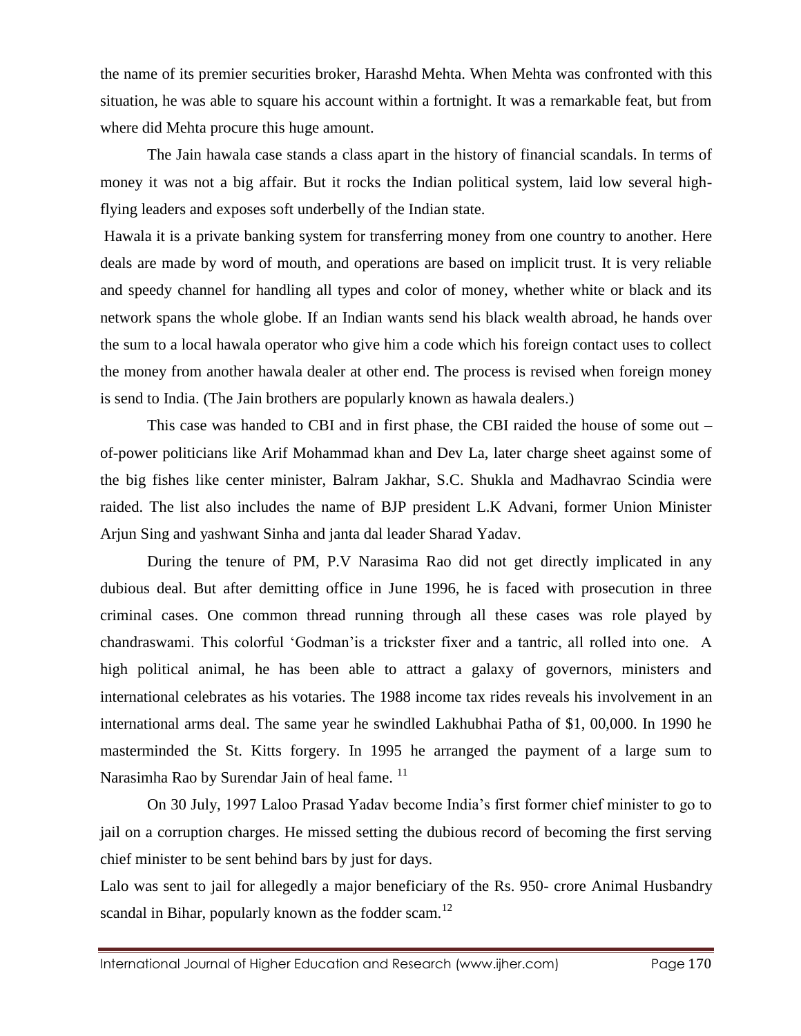the name of its premier securities broker, Harashd Mehta. When Mehta was confronted with this situation, he was able to square his account within a fortnight. It was a remarkable feat, but from where did Mehta procure this huge amount.

The Jain hawala case stands a class apart in the history of financial scandals. In terms of money it was not a big affair. But it rocks the Indian political system, laid low several high-flying leaders and exposes soft underbelly of the Indian state.

Hawala it is a private banking system for transferring money from one country to another. Here deals are made by word of mouth, and operations are based on implicit trust. It is very reliable and speedy channel for handling all types and color of money, whether white or black and its network spans the whole globe. If an Indian wants send his black wealth abroad, he hands over the sum to a local hawala operator who give him a code which his foreign contact uses to collect the money from another hawala dealer at other end. The process is revised when foreign money is send to India. (The Jain brothers are popularly known as hawala dealers.)

This case was handed to CBI and in first phase, the CBI raided the house of some out – of-power politicians like Arif Mohammad khan and Dev La, later charge sheet against some of the big fishes like center minister, Balram Jakhar, S.C. Shukla and Madhavrao Scindia were raided. The list also includes the name of BJP president L.K Advani, former Union Minister Arjun Sing and yashwant Sinha and janta dal leader Sharad Yadav.

During the tenure of PM, P.V Narasima Rao did not get directly implicated in any dubious deal. But after demitting office in June 1996, he is faced with prosecution in three criminal cases. One common thread running through all these cases was role played by chandraswami. This colorful 'Godman'is a trickster fixer and a tantric, all rolled into one. A high political animal, he has been able to attract a galaxy of governors, ministers and international celebrates as his votaries. The 1988 income tax rides reveals his involvement in an international arms deal. The same year he swindled Lakhubhai Patha of $1, 00,000. In 1990 he masterminded the St. Kitts forgery. In 1995 he arranged the payment of a large sum to Narasimha Rao by Surendar Jain of heal fame. [11]

On 30 July, 1997 Laloo Prasad Yadav become India's first former chief minister to go to jail on a corruption charges. He missed setting the dubious record of becoming the first serving chief minister to be sent behind bars by just for days.

Lalo was sent to jail for allegedly a major beneficiary of the Rs. 950- crore Animal Husbandry scandal in Bihar, popularly known as the fodder scam.[12]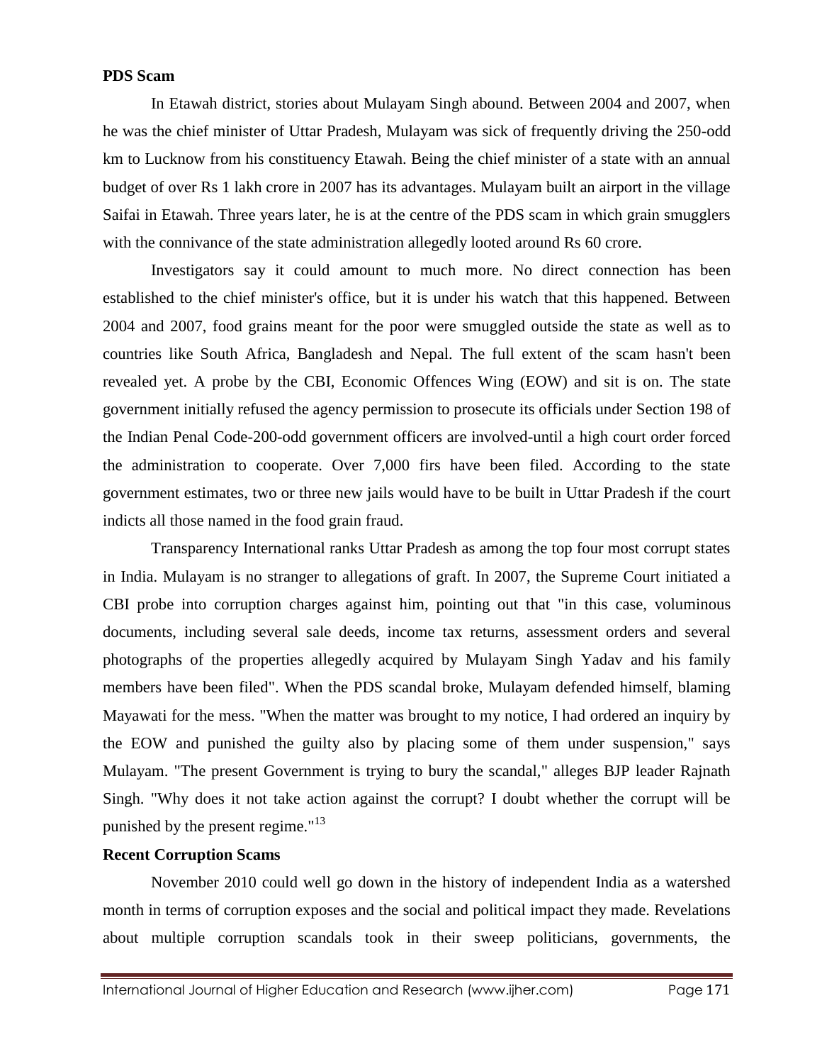**PDS Scam**

In Etawah district, stories about Mulayam Singh abound. Between 2004 and 2007, when he was the chief minister of Uttar Pradesh, Mulayam was sick of frequently driving the 250-odd km to Lucknow from his constituency Etawah. Being the chief minister of a state with an annual budget of over Rs 1 lakh crore in 2007 has its advantages. Mulayam built an airport in the village Saifai in Etawah. Three years later, he is at the centre of the PDS scam in which grain smugglers with the connivance of the state administration allegedly looted around Rs 60 crore.

Investigators say it could amount to much more. No direct connection has been established to the chief minister's office, but it is under his watch that this happened. Between 2004 and 2007, food grains meant for the poor were smuggled outside the state as well as to countries like South Africa, Bangladesh and Nepal. The full extent of the scam hasn't been revealed yet. A probe by the CBI, Economic Offences Wing (EOW) and sit is on. The state government initially refused the agency permission to prosecute its officials under Section 198 of the Indian Penal Code-200-odd government officers are involved-until a high court order forced the administration to cooperate. Over 7,000 firs have been filed. According to the state government estimates, two or three new jails would have to be built in Uttar Pradesh if the court indicts all those named in the food grain fraud.

Transparency International ranks Uttar Pradesh as among the top four most corrupt states in India. Mulayam is no stranger to allegations of graft. In 2007, the Supreme Court initiated a CBI probe into corruption charges against him, pointing out that "in this case, voluminous documents, including several sale deeds, income tax returns, assessment orders and several photographs of the properties allegedly acquired by Mulayam Singh Yadav and his family members have been filed". When the PDS scandal broke, Mulayam defended himself, blaming Mayawati for the mess. "When the matter was brought to my notice, I had ordered an inquiry by the EOW and punished the guilty also by placing some of them under suspension," says Mulayam. "The present Government is trying to bury the scandal," alleges BJP leader Rajnath Singh. "Why does it not take action against the corrupt? I doubt whether the corrupt will be punished by the present regime."[13]

**Recent Corruption Scams**

November 2010 could well go down in the history of independent India as a watershed month in terms of corruption exposes and the social and political impact they made. Revelations about multiple corruption scandals took in their sweep politicians, governments, the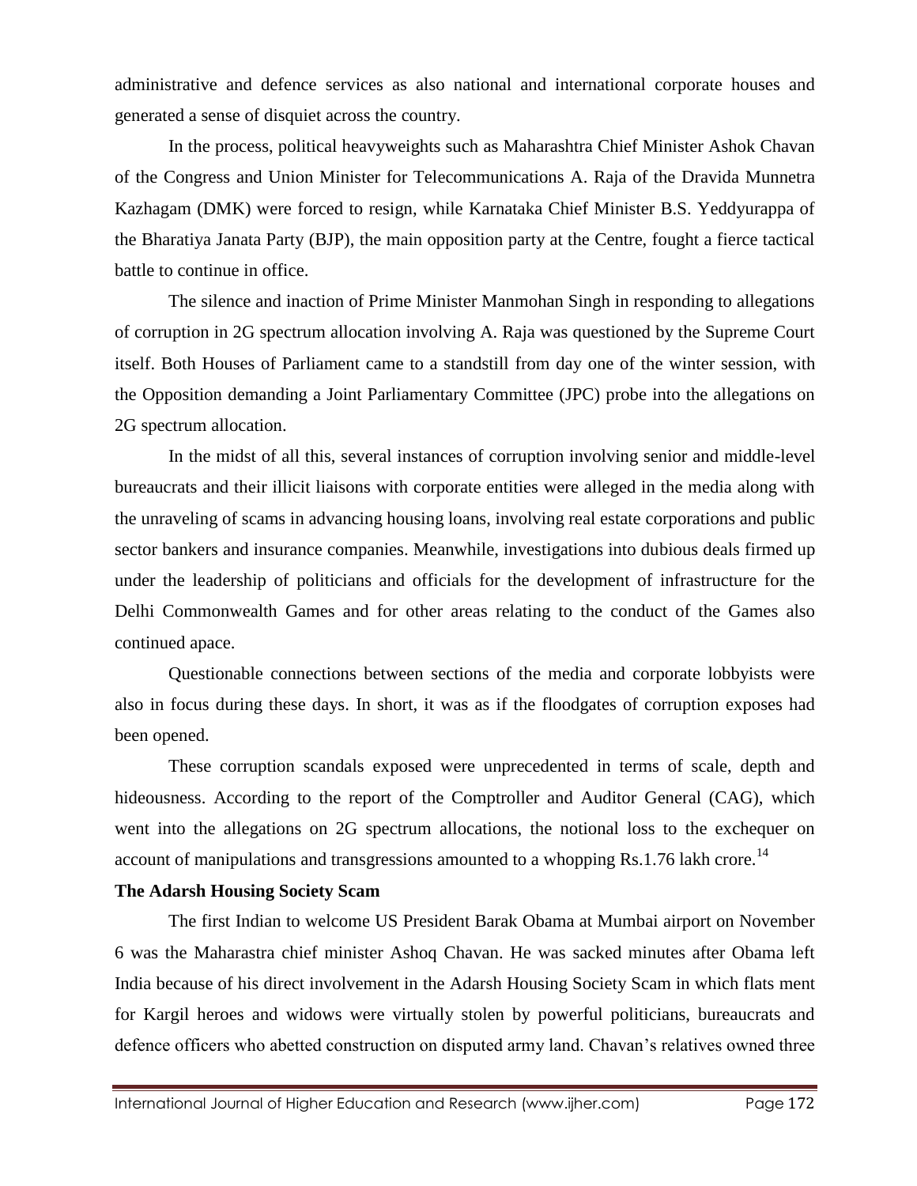administrative and defence services as also national and international corporate houses and generated a sense of disquiet across the country.

In the process, political heavyweights such as Maharashtra Chief Minister Ashok Chavan of the Congress and Union Minister for Telecommunications A. Raja of the Dravida Munnetra Kazhagam (DMK) were forced to resign, while Karnataka Chief Minister B.S. Yeddyurappa of the Bharatiya Janata Party (BJP), the main opposition party at the Centre, fought a fierce tactical battle to continue in office.

The silence and inaction of Prime Minister Manmohan Singh in responding to allegations of corruption in 2G spectrum allocation involving A. Raja was questioned by the Supreme Court itself. Both Houses of Parliament came to a standstill from day one of the winter session, with the Opposition demanding a Joint Parliamentary Committee (JPC) probe into the allegations on 2G spectrum allocation.

In the midst of all this, several instances of corruption involving senior and middle-level bureaucrats and their illicit liaisons with corporate entities were alleged in the media along with the unraveling of scams in advancing housing loans, involving real estate corporations and public sector bankers and insurance companies. Meanwhile, investigations into dubious deals firmed up under the leadership of politicians and officials for the development of infrastructure for the Delhi Commonwealth Games and for other areas relating to the conduct of the Games also continued apace.

Questionable connections between sections of the media and corporate lobbyists were also in focus during these days. In short, it was as if the floodgates of corruption exposes had been opened.

These corruption scandals exposed were unprecedented in terms of scale, depth and hideousness. According to the report of the Comptroller and Auditor General (CAG), which went into the allegations on 2G spectrum allocations, the notional loss to the exchequer on account of manipulations and transgressions amounted to a whopping Rs.1.76 lakh crore.[14]

**The Adarsh Housing Society Scam**

The first Indian to welcome US President Barak Obama at Mumbai airport on November 6 was the Maharastra chief minister Ashoq Chavan. He was sacked minutes after Obama left India because of his direct involvement in the Adarsh Housing Society Scam in which flats ment for Kargil heroes and widows were virtually stolen by powerful politicians, bureaucrats and defence officers who abetted construction on disputed army land. Chavan's relatives owned three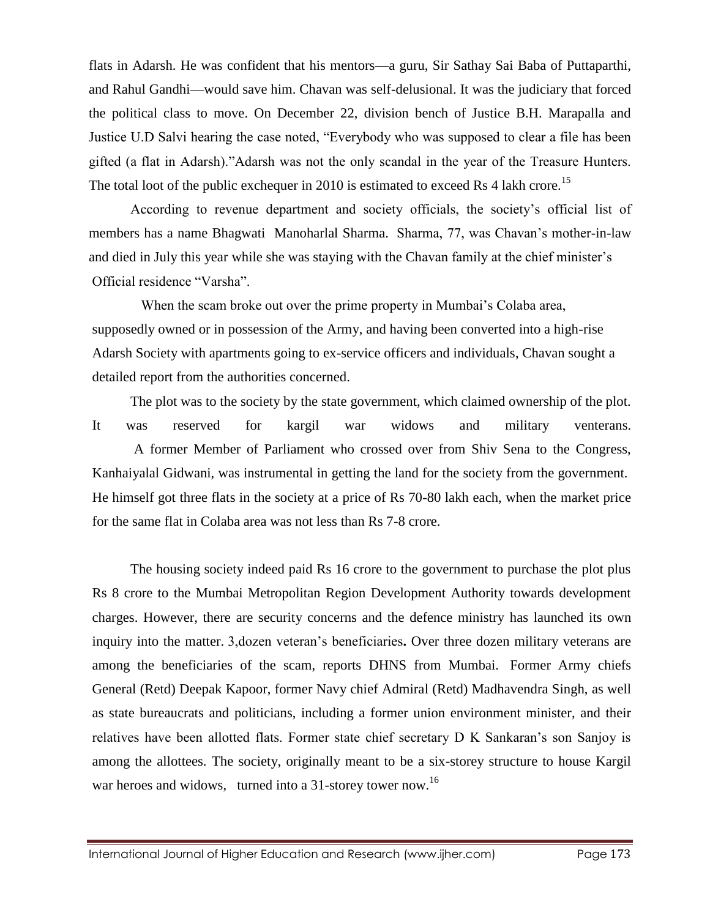flats in Adarsh. He was confident that his mentors—a guru, Sir Sathay Sai Baba of Puttaparthi, and Rahul Gandhi—would save him. Chavan was self-delusional. It was the judiciary that forced the political class to move. On December 22, division bench of Justice B.H. Marapalla and Justice U.D Salvi hearing the case noted, "Everybody who was supposed to clear a file has been gifted (a flat in Adarsh)."Adarsh was not the only scandal in the year of the Treasure Hunters. The total loot of the public exchequer in 2010 is estimated to exceed Rs 4 lakh crore.[15]

According to revenue department and society officials, the society's official list of members has a name Bhagwati Manoharlal Sharma. Sharma, 77, was Chavan's mother-in-law and died in July this year while she was staying with the Chavan family at the chief minister's Official residence "Varsha".

When the scam broke out over the prime property in Mumbai's Colaba area, supposedly owned or in possession of the Army, and having been converted into a high-rise Adarsh Society with apartments going to ex-service officers and individuals, Chavan sought a detailed report from the authorities concerned.

The plot was to the society by the state government, which claimed ownership of the plot. It was reserved for kargil war widows and military venterans.

A former Member of Parliament who crossed over from Shiv Sena to the Congress, Kanhaiyalal Gidwani, was instrumental in getting the land for the society from the government. He himself got three flats in the society at a price of Rs 70-80 lakh each, when the market price for the same flat in Colaba area was not less than Rs 7-8 crore.

The housing society indeed paid Rs 16 crore to the government to purchase the plot plus Rs 8 crore to the Mumbai Metropolitan Region Development Authority towards development charges. However, there are security concerns and the defence ministry has launched its own inquiry into the matter. 3,dozen veteran's beneficiaries**.** Over three dozen military veterans are among the beneficiaries of the scam, reports DHNS from Mumbai. Former Army chiefs General (Retd) Deepak Kapoor, former Navy chief Admiral (Retd) Madhavendra Singh, as well as state bureaucrats and politicians, including a former union environment minister, and their relatives have been allotted flats. Former state chief secretary D K Sankaran's son Sanjoy is among the allottees. The society, originally meant to be a six-storey structure to house Kargil war heroes and widows, turned into a 31-storey tower now.[16]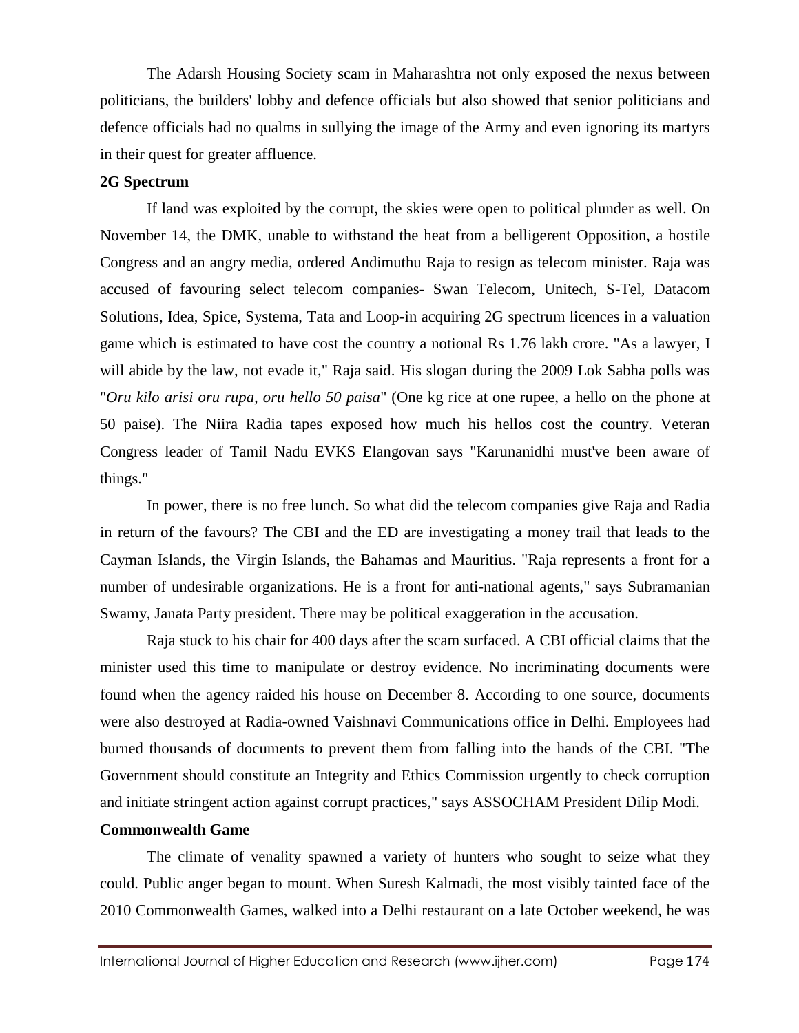The Adarsh Housing Society scam in Maharashtra not only exposed the nexus between politicians, the builders' lobby and defence officials but also showed that senior politicians and defence officials had no qualms in sullying the image of the Army and even ignoring its martyrs in their quest for greater affluence.

**2G Spectrum**

If land was exploited by the corrupt, the skies were open to political plunder as well. On November 14, the DMK, unable to withstand the heat from a belligerent Opposition, a hostile Congress and an angry media, ordered Andimuthu Raja to resign as telecom minister. Raja was accused of favouring select telecom companies- Swan Telecom, Unitech, S-Tel, Datacom Solutions, Idea, Spice, Systema, Tata and Loop-in acquiring 2G spectrum licences in a valuation game which is estimated to have cost the country a notional Rs 1.76 lakh crore. "As a lawyer, I will abide by the law, not evade it," Raja said. His slogan during the 2009 Lok Sabha polls was "*Oru kilo arisi oru rupa, oru hello 50 paisa*" (One kg rice at one rupee, a hello on the phone at 50 paise). The Niira Radia tapes exposed how much his hellos cost the country. Veteran Congress leader of Tamil Nadu EVKS Elangovan says "Karunanidhi must've been aware of things."

In power, there is no free lunch. So what did the telecom companies give Raja and Radia in return of the favours? The CBI and the ED are investigating a money trail that leads to the Cayman Islands, the Virgin Islands, the Bahamas and Mauritius. "Raja represents a front for a number of undesirable organizations. He is a front for anti-national agents," says Subramanian Swamy, Janata Party president. There may be political exaggeration in the accusation.

Raja stuck to his chair for 400 days after the scam surfaced. A CBI official claims that the minister used this time to manipulate or destroy evidence. No incriminating documents were found when the agency raided his house on December 8. According to one source, documents were also destroyed at Radia-owned Vaishnavi Communications office in Delhi. Employees had burned thousands of documents to prevent them from falling into the hands of the CBI. "The Government should constitute an Integrity and Ethics Commission urgently to check corruption and initiate stringent action against corrupt practices," says ASSOCHAM President Dilip Modi.

**Commonwealth Game**

The climate of venality spawned a variety of hunters who sought to seize what they could. Public anger began to mount. When Suresh Kalmadi, the most visibly tainted face of the 2010 Commonwealth Games, walked into a Delhi restaurant on a late October weekend, he was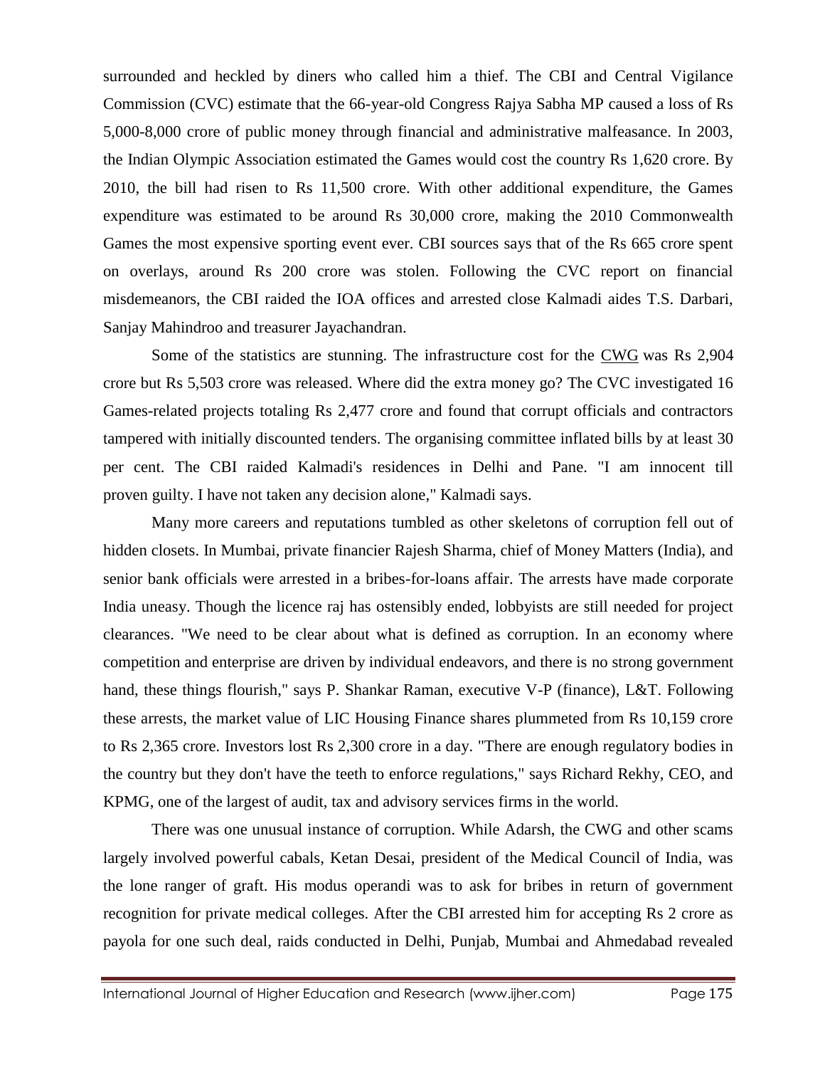surrounded and heckled by diners who called him a thief. The CBI and Central Vigilance Commission (CVC) estimate that the 66-year-old Congress Rajya Sabha MP caused a loss of Rs 5,000-8,000 crore of public money through financial and administrative malfeasance. In 2003, the Indian Olympic Association estimated the Games would cost the country Rs 1,620 crore. By 2010, the bill had risen to Rs 11,500 crore. With other additional expenditure, the Games expenditure was estimated to be around Rs 30,000 crore, making the 2010 Commonwealth Games the most expensive sporting event ever. CBI sources says that of the Rs 665 crore spent on overlays, around Rs 200 crore was stolen. Following the CVC report on financial misdemeanors, the CBI raided the IOA offices and arrested close Kalmadi aides T.S. Darbari, Sanjay Mahindroo and treasurer Jayachandran.

Some of the statistics are stunning. The infrastructure cost for the CWG was Rs 2,904 crore but Rs 5,503 crore was released. Where did the extra money go? The CVC investigated 16 Games-related projects totaling Rs 2,477 crore and found that corrupt officials and contractors tampered with initially discounted tenders. The organising committee inflated bills by at least 30 per cent. The CBI raided Kalmadi's residences in Delhi and Pane. "I am innocent till proven guilty. I have not taken any decision alone," Kalmadi says.

Many more careers and reputations tumbled as other skeletons of corruption fell out of hidden closets. In Mumbai, private financier Rajesh Sharma, chief of Money Matters (India), and senior bank officials were arrested in a bribes-for-loans affair. The arrests have made corporate India uneasy. Though the licence raj has ostensibly ended, lobbyists are still needed for project clearances. "We need to be clear about what is defined as corruption. In an economy where competition and enterprise are driven by individual endeavors, and there is no strong government hand, these things flourish," says P. Shankar Raman, executive V-P (finance), L&T. Following these arrests, the market value of LIC Housing Finance shares plummeted from Rs 10,159 crore to Rs 2,365 crore. Investors lost Rs 2,300 crore in a day. "There are enough regulatory bodies in the country but they don't have the teeth to enforce regulations," says Richard Rekhy, CEO, and KPMG, one of the largest of audit, tax and advisory services firms in the world.

There was one unusual instance of corruption. While Adarsh, the CWG and other scams largely involved powerful cabals, Ketan Desai, president of the Medical Council of India, was the lone ranger of graft. His modus operandi was to ask for bribes in return of government recognition for private medical colleges. After the CBI arrested him for accepting Rs 2 crore as payola for one such deal, raids conducted in Delhi, Punjab, Mumbai and Ahmedabad revealed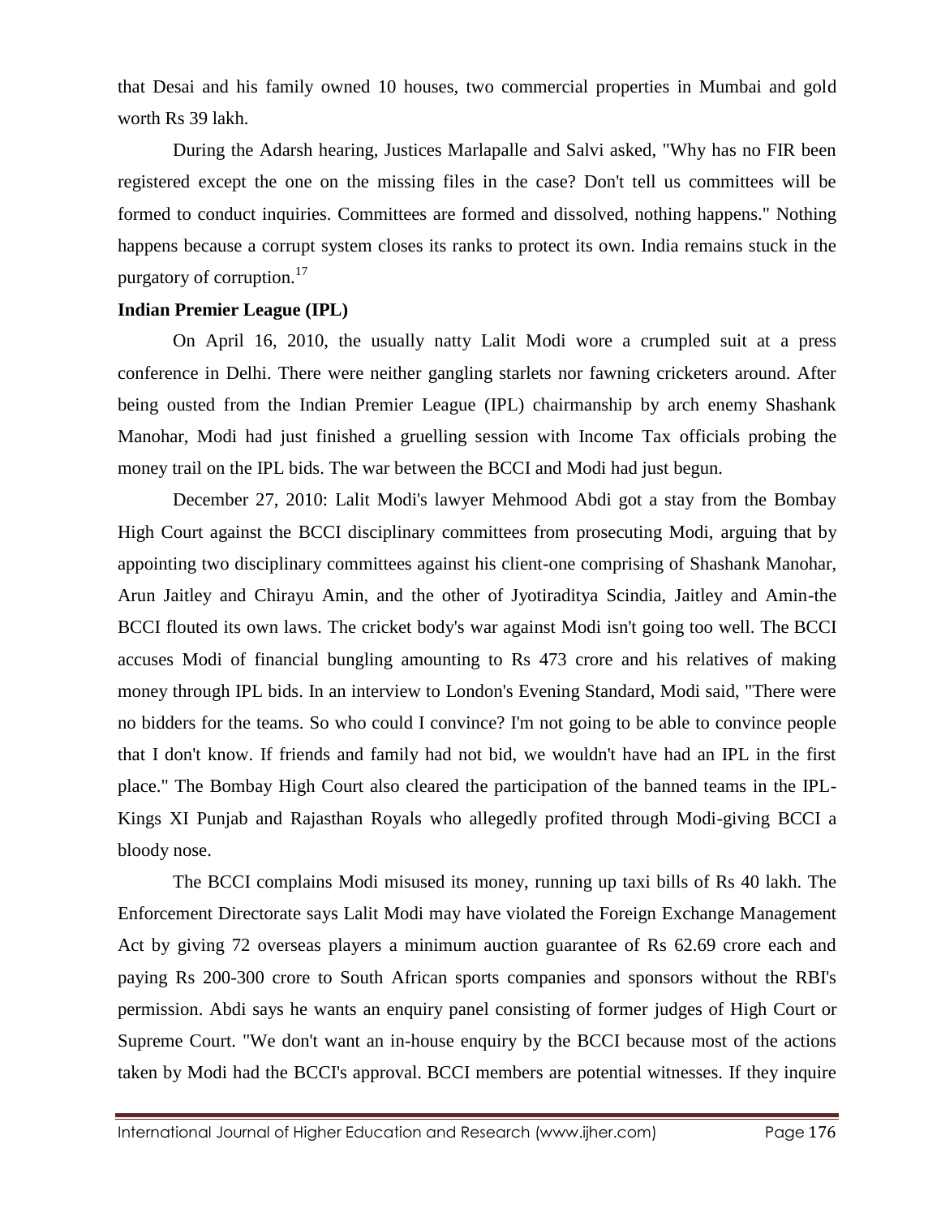that Desai and his family owned 10 houses, two commercial properties in Mumbai and gold worth Rs 39 lakh.

During the Adarsh hearing, Justices Marlapalle and Salvi asked, "Why has no FIR been registered except the one on the missing files in the case? Don't tell us committees will be formed to conduct inquiries. Committees are formed and dissolved, nothing happens." Nothing happens because a corrupt system closes its ranks to protect its own. India remains stuck in the purgatory of corruption.[17]

**Indian Premier League (IPL)**

On April 16, 2010, the usually natty Lalit Modi wore a crumpled suit at a press conference in Delhi. There were neither gangling starlets nor fawning cricketers around. After being ousted from the Indian Premier League (IPL) chairmanship by arch enemy Shashank Manohar, Modi had just finished a gruelling session with Income Tax officials probing the money trail on the IPL bids. The war between the BCCI and Modi had just begun.

December 27, 2010: Lalit Modi's lawyer Mehmood Abdi got a stay from the Bombay High Court against the BCCI disciplinary committees from prosecuting Modi, arguing that by appointing two disciplinary committees against his client-one comprising of Shashank Manohar, Arun Jaitley and Chirayu Amin, and the other of Jyotiraditya Scindia, Jaitley and Amin-the BCCI flouted its own laws. The cricket body's war against Modi isn't going too well. The BCCI accuses Modi of financial bungling amounting to Rs 473 crore and his relatives of making money through IPL bids. In an interview to London's Evening Standard, Modi said, "There were no bidders for the teams. So who could I convince? I'm not going to be able to convince people that I don't know. If friends and family had not bid, we wouldn't have had an IPL in the first place." The Bombay High Court also cleared the participation of the banned teams in the IPL-Kings XI Punjab and Rajasthan Royals who allegedly profited through Modi-giving BCCI a bloody nose.

The BCCI complains Modi misused its money, running up taxi bills of Rs 40 lakh. The Enforcement Directorate says Lalit Modi may have violated the Foreign Exchange Management Act by giving 72 overseas players a minimum auction guarantee of Rs 62.69 crore each and paying Rs 200-300 crore to South African sports companies and sponsors without the RBI's permission. Abdi says he wants an enquiry panel consisting of former judges of High Court or Supreme Court. "We don't want an in-house enquiry by the BCCI because most of the actions taken by Modi had the BCCI's approval. BCCI members are potential witnesses. If they inquire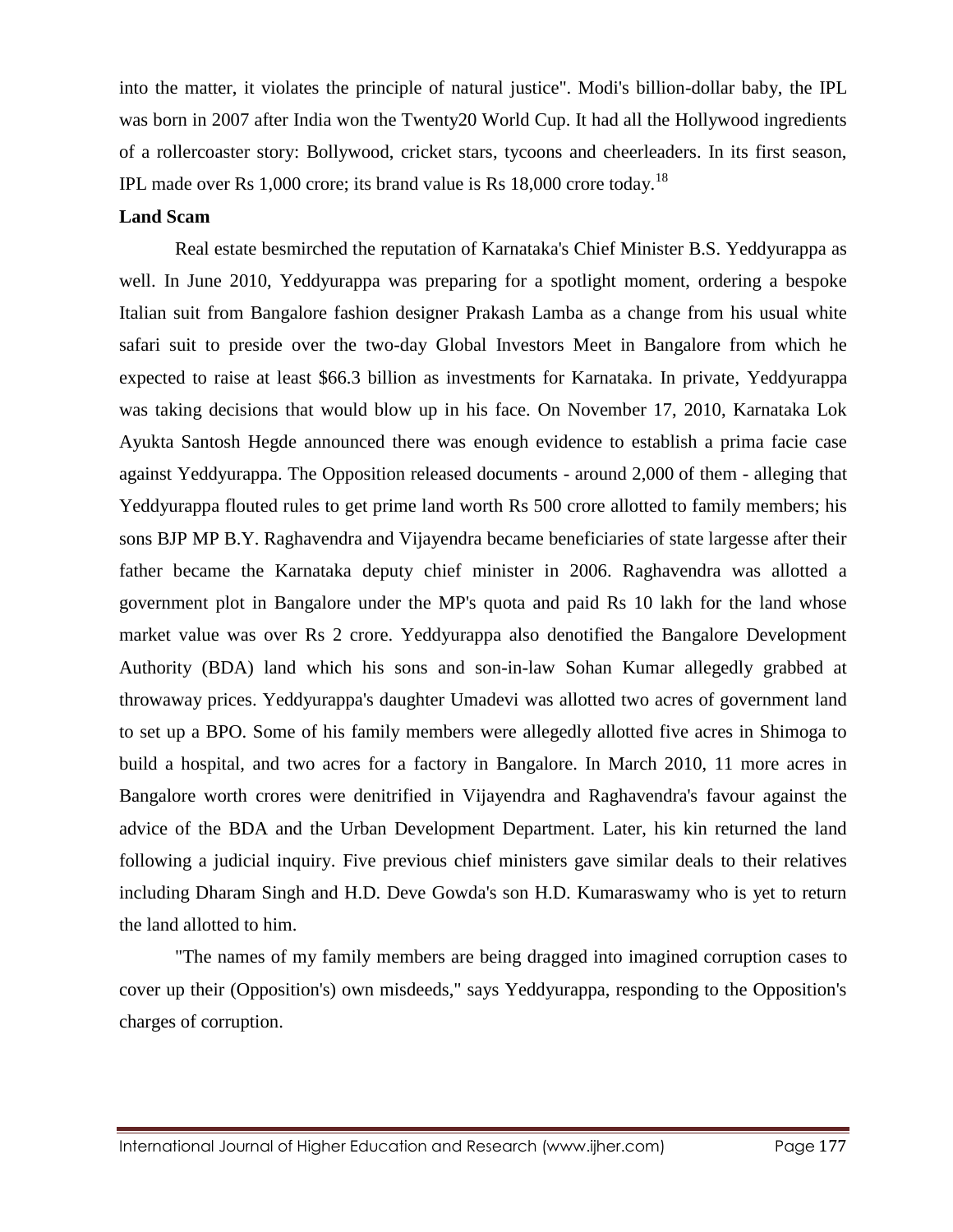into the matter, it violates the principle of natural justice". Modi's billion-dollar baby, the IPL was born in 2007 after India won the Twenty20 World Cup. It had all the Hollywood ingredients of a rollercoaster story: Bollywood, cricket stars, tycoons and cheerleaders. In its first season, IPL made over Rs 1,000 crore; its brand value is Rs 18,000 crore today.[18]

**Land Scam**

Real estate besmirched the reputation of Karnataka's Chief Minister B.S. Yeddyurappa as well. In June 2010, Yeddyurappa was preparing for a spotlight moment, ordering a bespoke Italian suit from Bangalore fashion designer Prakash Lamba as a change from his usual white safari suit to preside over the two-day Global Investors Meet in Bangalore from which he expected to raise at least $66.3 billion as investments for Karnataka. In private, Yeddyurappa was taking decisions that would blow up in his face. On November 17, 2010, Karnataka Lok Ayukta Santosh Hegde announced there was enough evidence to establish a prima facie case against Yeddyurappa. The Opposition released documents - around 2,000 of them - alleging that Yeddyurappa flouted rules to get prime land worth Rs 500 crore allotted to family members; his sons BJP MP B.Y. Raghavendra and Vijayendra became beneficiaries of state largesse after their father became the Karnataka deputy chief minister in 2006. Raghavendra was allotted a government plot in Bangalore under the MP's quota and paid Rs 10 lakh for the land whose market value was over Rs 2 crore. Yeddyurappa also denotified the Bangalore Development Authority (BDA) land which his sons and son-in-law Sohan Kumar allegedly grabbed at throwaway prices. Yeddyurappa's daughter Umadevi was allotted two acres of government land to set up a BPO. Some of his family members were allegedly allotted five acres in Shimoga to build a hospital, and two acres for a factory in Bangalore. In March 2010, 11 more acres in Bangalore worth crores were denitrified in Vijayendra and Raghavendra's favour against the advice of the BDA and the Urban Development Department. Later, his kin returned the land following a judicial inquiry. Five previous chief ministers gave similar deals to their relatives including Dharam Singh and H.D. Deve Gowda's son H.D. Kumaraswamy who is yet to return the land allotted to him.

"The names of my family members are being dragged into imagined corruption cases to cover up their (Opposition's) own misdeeds," says Yeddyurappa, responding to the Opposition's charges of corruption.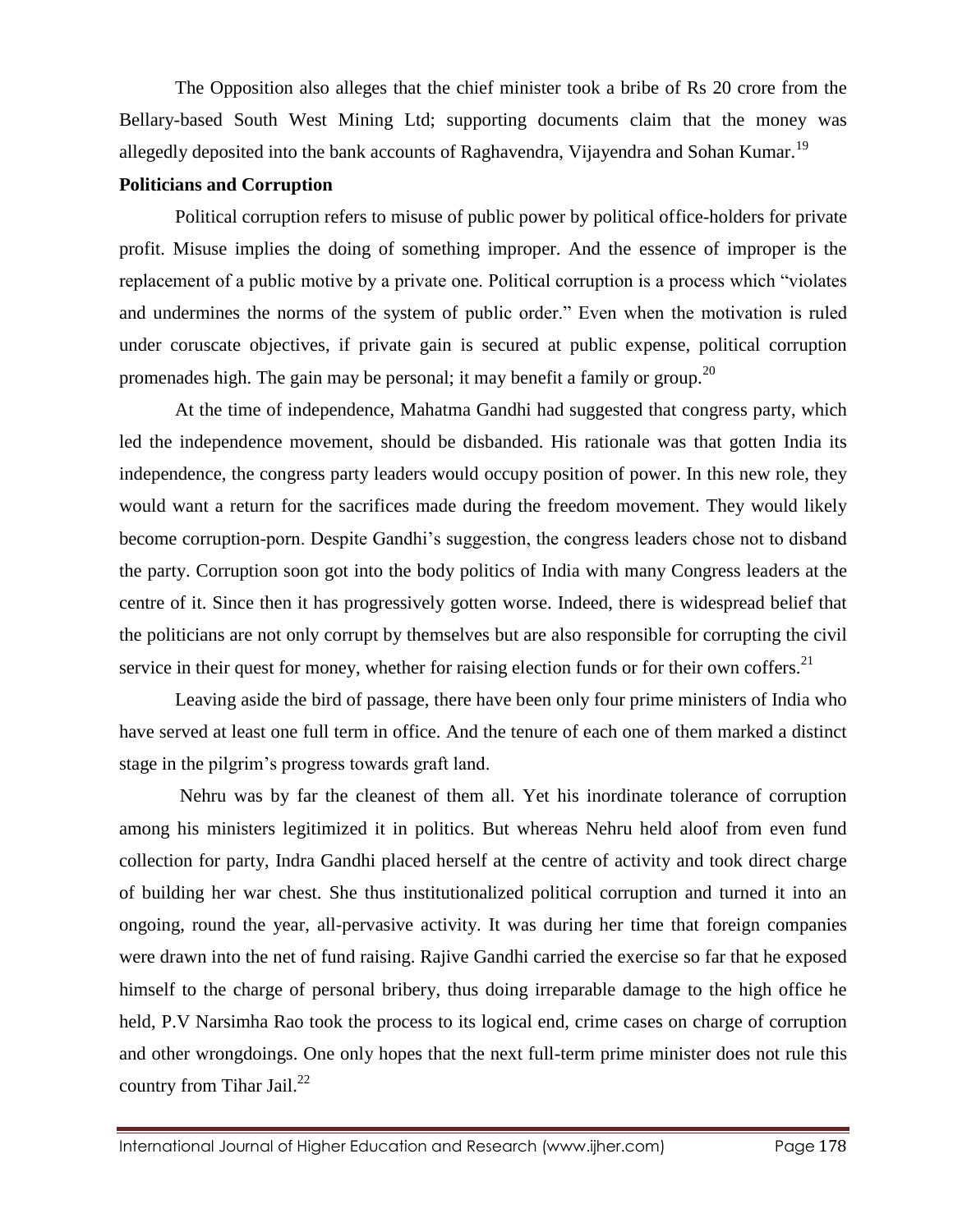The Opposition also alleges that the chief minister took a bribe of Rs 20 crore from the Bellary-based South West Mining Ltd; supporting documents claim that the money was allegedly deposited into the bank accounts of Raghavendra, Vijayendra and Sohan Kumar.[19]

**Politicians and Corruption**

Political corruption refers to misuse of public power by political office-holders for private profit. Misuse implies the doing of something improper. And the essence of improper is the replacement of a public motive by a private one. Political corruption is a process which "violates and undermines the norms of the system of public order." Even when the motivation is ruled under coruscate objectives, if private gain is secured at public expense, political corruption promenades high. The gain may be personal; it may benefit a family or group.[20]

At the time of independence, Mahatma Gandhi had suggested that congress party, which led the independence movement, should be disbanded. His rationale was that gotten India its independence, the congress party leaders would occupy position of power. In this new role, they would want a return for the sacrifices made during the freedom movement. They would likely become corruption-porn. Despite Gandhi's suggestion, the congress leaders chose not to disband the party. Corruption soon got into the body politics of India with many Congress leaders at the centre of it. Since then it has progressively gotten worse. Indeed, there is widespread belief that the politicians are not only corrupt by themselves but are also responsible for corrupting the civil service in their quest for money, whether for raising election funds or for their own coffers.[21]

Leaving aside the bird of passage, there have been only four prime ministers of India who have served at least one full term in office. And the tenure of each one of them marked a distinct stage in the pilgrim's progress towards graft land.

Nehru was by far the cleanest of them all. Yet his inordinate tolerance of corruption among his ministers legitimized it in politics. But whereas Nehru held aloof from even fund collection for party, Indra Gandhi placed herself at the centre of activity and took direct charge of building her war chest. She thus institutionalized political corruption and turned it into an ongoing, round the year, all-pervasive activity. It was during her time that foreign companies were drawn into the net of fund raising. Rajive Gandhi carried the exercise so far that he exposed himself to the charge of personal bribery, thus doing irreparable damage to the high office he held, P.V Narsimha Rao took the process to its logical end, crime cases on charge of corruption and other wrongdoings. One only hopes that the next full-term prime minister does not rule this country from Tihar Jail.[22]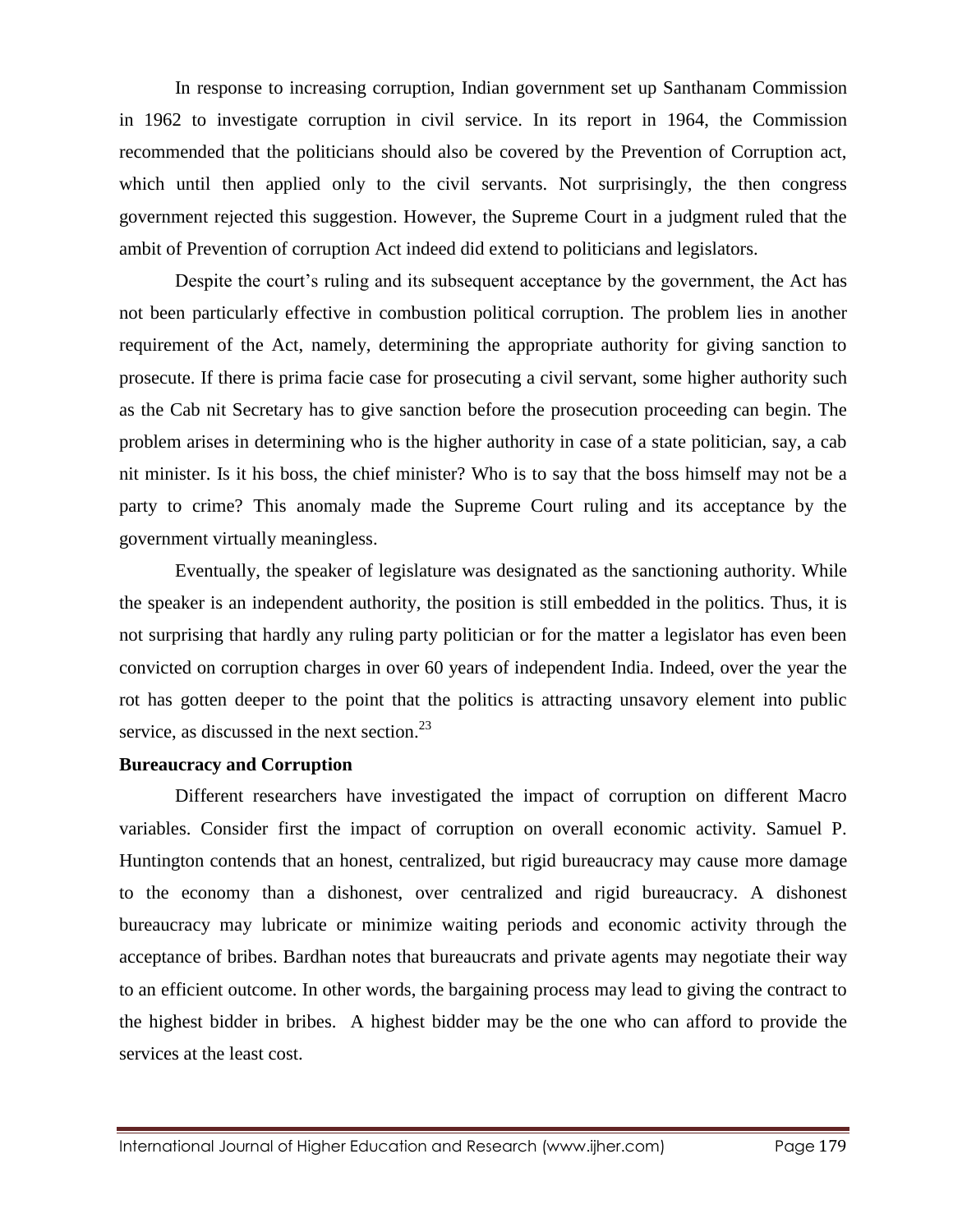In response to increasing corruption, Indian government set up Santhanam Commission in 1962 to investigate corruption in civil service. In its report in 1964, the Commission recommended that the politicians should also be covered by the Prevention of Corruption act, which until then applied only to the civil servants. Not surprisingly, the then congress government rejected this suggestion. However, the Supreme Court in a judgment ruled that the ambit of Prevention of corruption Act indeed did extend to politicians and legislators.

Despite the court's ruling and its subsequent acceptance by the government, the Act has not been particularly effective in combustion political corruption. The problem lies in another requirement of the Act, namely, determining the appropriate authority for giving sanction to prosecute. If there is prima facie case for prosecuting a civil servant, some higher authority such as the Cab nit Secretary has to give sanction before the prosecution proceeding can begin. The problem arises in determining who is the higher authority in case of a state politician, say, a cab nit minister. Is it his boss, the chief minister? Who is to say that the boss himself may not be a party to crime? This anomaly made the Supreme Court ruling and its acceptance by the government virtually meaningless.

Eventually, the speaker of legislature was designated as the sanctioning authority. While the speaker is an independent authority, the position is still embedded in the politics. Thus, it is not surprising that hardly any ruling party politician or for the matter a legislator has even been convicted on corruption charges in over 60 years of independent India. Indeed, over the year the rot has gotten deeper to the point that the politics is attracting unsavory element into public service, as discussed in the next section.[23]

**Bureaucracy and Corruption**

Different researchers have investigated the impact of corruption on different Macro variables. Consider first the impact of corruption on overall economic activity. Samuel P. Huntington contends that an honest, centralized, but rigid bureaucracy may cause more damage to the economy than a dishonest, over centralized and rigid bureaucracy. A dishonest bureaucracy may lubricate or minimize waiting periods and economic activity through the acceptance of bribes. Bardhan notes that bureaucrats and private agents may negotiate their way to an efficient outcome. In other words, the bargaining process may lead to giving the contract to the highest bidder in bribes. A highest bidder may be the one who can afford to provide the services at the least cost.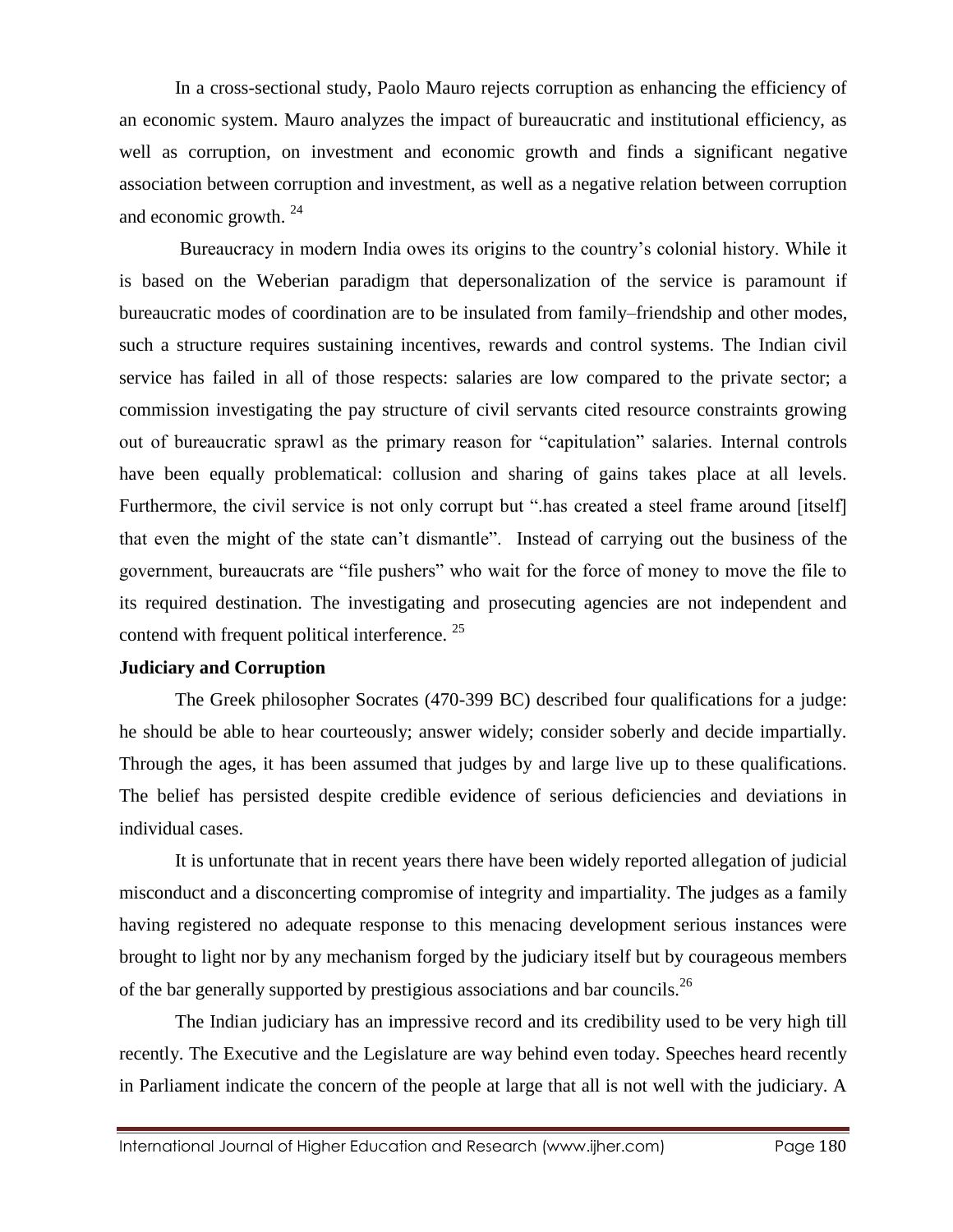In a cross-sectional study, Paolo Mauro rejects corruption as enhancing the efficiency of an economic system. Mauro analyzes the impact of bureaucratic and institutional efficiency, as well as corruption, on investment and economic growth and finds a significant negative association between corruption and investment, as well as a negative relation between corruption and economic growth. [24]

Bureaucracy in modern India owes its origins to the country's colonial history. While it is based on the Weberian paradigm that depersonalization of the service is paramount if bureaucratic modes of coordination are to be insulated from family–friendship and other modes, such a structure requires sustaining incentives, rewards and control systems. The Indian civil service has failed in all of those respects: salaries are low compared to the private sector; a commission investigating the pay structure of civil servants cited resource constraints growing out of bureaucratic sprawl as the primary reason for "capitulation" salaries. Internal controls have been equally problematical: collusion and sharing of gains takes place at all levels. Furthermore, the civil service is not only corrupt but ".has created a steel frame around [itself] that even the might of the state can't dismantle". Instead of carrying out the business of the government, bureaucrats are "file pushers" who wait for the force of money to move the file to its required destination. The investigating and prosecuting agencies are not independent and contend with frequent political interference. [25]

**Judiciary and Corruption**

The Greek philosopher Socrates (470-399 BC) described four qualifications for a judge: he should be able to hear courteously; answer widely; consider soberly and decide impartially. Through the ages, it has been assumed that judges by and large live up to these qualifications. The belief has persisted despite credible evidence of serious deficiencies and deviations in individual cases.

It is unfortunate that in recent years there have been widely reported allegation of judicial misconduct and a disconcerting compromise of integrity and impartiality. The judges as a family having registered no adequate response to this menacing development serious instances were brought to light nor by any mechanism forged by the judiciary itself but by courageous members of the bar generally supported by prestigious associations and bar councils.[26]

The Indian judiciary has an impressive record and its credibility used to be very high till recently. The Executive and the Legislature are way behind even today. Speeches heard recently in Parliament indicate the concern of the people at large that all is not well with the judiciary. A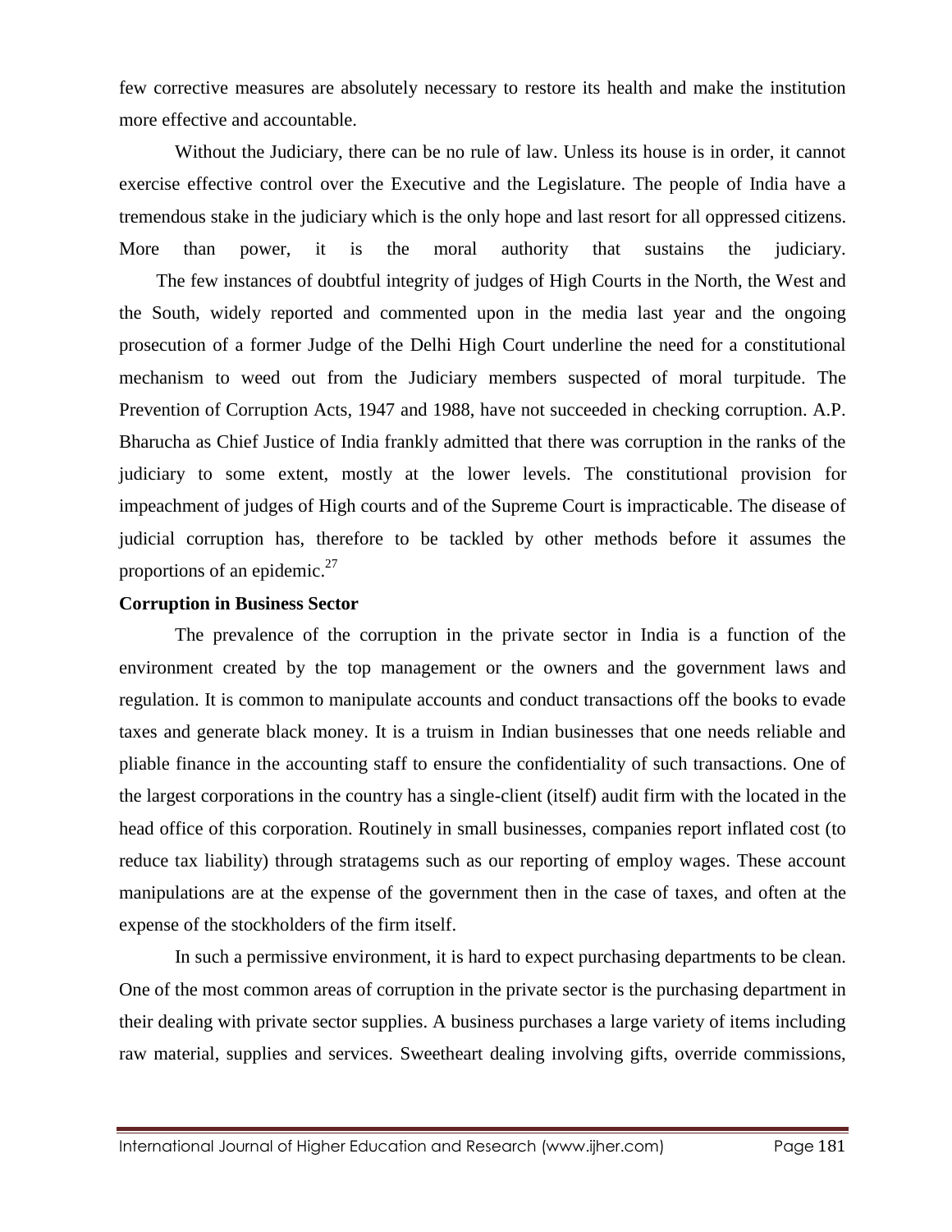few corrective measures are absolutely necessary to restore its health and make the institution more effective and accountable.

Without the Judiciary, there can be no rule of law. Unless its house is in order, it cannot exercise effective control over the Executive and the Legislature. The people of India have a tremendous stake in the judiciary which is the only hope and last resort for all oppressed citizens. More than power, it is the moral authority that sustains the judiciary.

The few instances of doubtful integrity of judges of High Courts in the North, the West and the South, widely reported and commented upon in the media last year and the ongoing prosecution of a former Judge of the Delhi High Court underline the need for a constitutional mechanism to weed out from the Judiciary members suspected of moral turpitude. The Prevention of Corruption Acts, 1947 and 1988, have not succeeded in checking corruption. A.P. Bharucha as Chief Justice of India frankly admitted that there was corruption in the ranks of the judiciary to some extent, mostly at the lower levels. The constitutional provision for impeachment of judges of High courts and of the Supreme Court is impracticable. The disease of judicial corruption has, therefore to be tackled by other methods before it assumes the proportions of an epidemic.[27]

**Corruption in Business Sector**

The prevalence of the corruption in the private sector in India is a function of the environment created by the top management or the owners and the government laws and regulation. It is common to manipulate accounts and conduct transactions off the books to evade taxes and generate black money. It is a truism in Indian businesses that one needs reliable and pliable finance in the accounting staff to ensure the confidentiality of such transactions. One of the largest corporations in the country has a single-client (itself) audit firm with the located in the head office of this corporation. Routinely in small businesses, companies report inflated cost (to reduce tax liability) through stratagems such as our reporting of employ wages. These account manipulations are at the expense of the government then in the case of taxes, and often at the expense of the stockholders of the firm itself.

In such a permissive environment, it is hard to expect purchasing departments to be clean. One of the most common areas of corruption in the private sector is the purchasing department in their dealing with private sector supplies. A business purchases a large variety of items including raw material, supplies and services. Sweetheart dealing involving gifts, override commissions,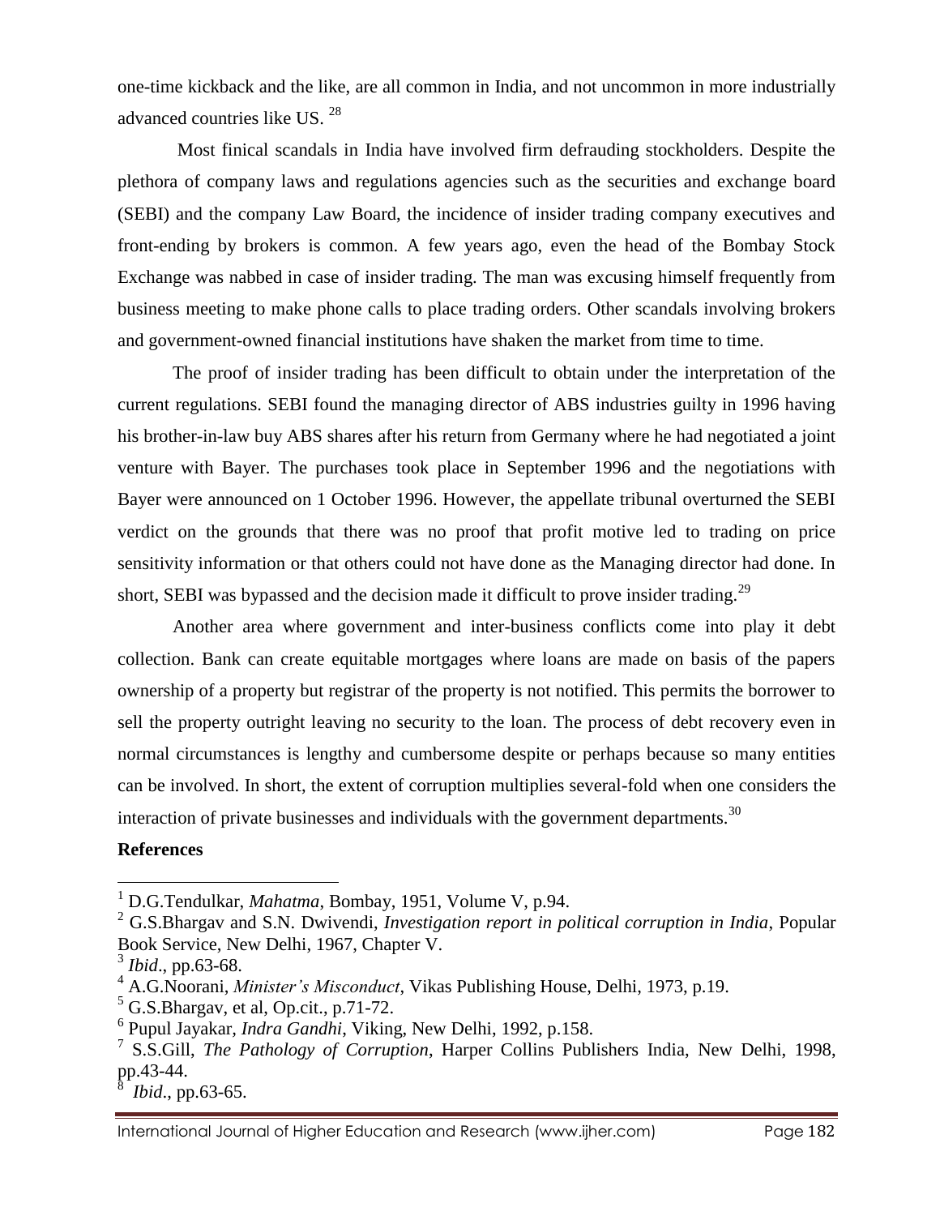one-time kickback and the like, are all common in India, and not uncommon in more industrially advanced countries like US. [28]

Most finical scandals in India have involved firm defrauding stockholders. Despite the plethora of company laws and regulations agencies such as the securities and exchange board (SEBI) and the company Law Board, the incidence of insider trading company executives and front-ending by brokers is common. A few years ago, even the head of the Bombay Stock Exchange was nabbed in case of insider trading. The man was excusing himself frequently from business meeting to make phone calls to place trading orders. Other scandals involving brokers and government-owned financial institutions have shaken the market from time to time.

The proof of insider trading has been difficult to obtain under the interpretation of the current regulations. SEBI found the managing director of ABS industries guilty in 1996 having his brother-in-law buy ABS shares after his return from Germany where he had negotiated a joint venture with Bayer. The purchases took place in September 1996 and the negotiations with Bayer were announced on 1 October 1996. However, the appellate tribunal overturned the SEBI verdict on the grounds that there was no proof that profit motive led to trading on price sensitivity information or that others could not have done as the Managing director had done. In short, SEBI was bypassed and the decision made it difficult to prove insider trading.[29]

Another area where government and inter-business conflicts come into play it debt collection. Bank can create equitable mortgages where loans are made on basis of the papers ownership of a property but registrar of the property is not notified. This permits the borrower to sell the property outright leaving no security to the loan. The process of debt recovery even in normal circumstances is lengthy and cumbersome despite or perhaps because so many entities can be involved. In short, the extent of corruption multiplies several-fold when one considers the interaction of private businesses and individuals with the government departments.[30]

**References**

---

[1] D.G.Tendulkar, *Mahatma*, Bombay, 1951, Volume V, p.94.

[2] G.S.Bhargav and S.N. Dwivendi, *Investigation report in political corruption in India*, Popular Book Service, New Delhi, 1967, Chapter V.

[3] *Ibid*., pp.63-68.

[4] A.G.Noorani, *Minister's Misconduct*, Vikas Publishing House, Delhi, 1973, p.19.

[5] G.S.Bhargav, et al, Op.cit., p.71-72.

[6] Pupul Jayakar, *Indra Gandhi*, Viking, New Delhi, 1992, p.158.

[7] S.S.Gill, *The Pathology of Corruption*, Harper Collins Publishers India, New Delhi, 1998, pp.43-44.

[8] *Ibid*., pp.63-65.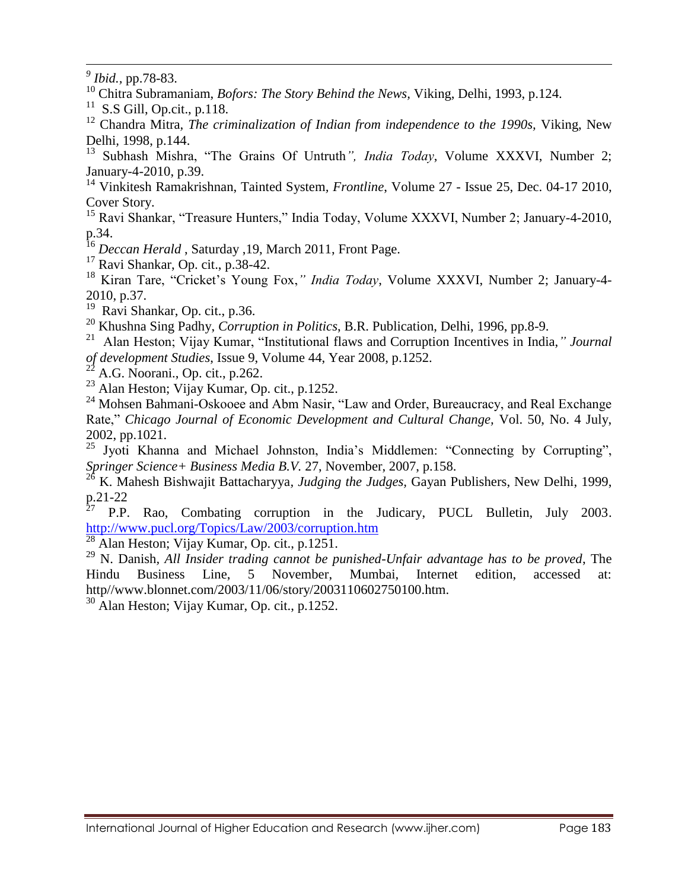[9] *Ibid.*, pp.78-83.

[10] Chitra Subramaniam, *Bofors: The Story Behind the News*, Viking, Delhi, 1993, p.124.

[11] S.S Gill, Op.cit., p.118.

[12] Chandra Mitra, *The criminalization of Indian from independence to the 1990s*, Viking, New Delhi, 1998, p.144.

[13] Subhash Mishra, "The Grains Of Untruth*", India Today*, Volume XXXVI, Number 2; January-4-2010, p.39.

[14] Vinkitesh Ramakrishnan, Tainted System, *Frontline*, Volume 27 - Issue 25, Dec. 04-17 2010, Cover Story.

[15] Ravi Shankar, "Treasure Hunters," India Today, Volume XXXVI, Number 2; January-4-2010, p.34.

[16] *Deccan Herald* , Saturday ,19, March 2011, Front Page.

[17] Ravi Shankar, Op. cit., p.38-42.

[18] Kiran Tare, "Cricket's Young Fox,*" India Today*, Volume XXXVI, Number 2; January-4-2010, p.37.

[19] Ravi Shankar, Op. cit., p.36.

[20] Khushna Sing Padhy, *Corruption in Politics*, B.R. Publication, Delhi, 1996, pp.8-9.

[21] Alan Heston; Vijay Kumar, "Institutional flaws and Corruption Incentives in India,*" Journal of development Studies*, Issue 9, Volume 44, Year 2008, p.1252.

[22] A.G. Noorani., Op. cit., p.262.

[23] Alan Heston; Vijay Kumar, Op. cit., p.1252.

[24] Mohsen Bahmani-Oskooee and Abm Nasir, "Law and Order, Bureaucracy, and Real Exchange Rate," *Chicago Journal of Economic Development and Cultural Change*, Vol. 50, No. 4 July, 2002, pp.1021.

[25] Jyoti Khanna and Michael Johnston, India's Middlemen: "Connecting by Corrupting", *Springer Science+ Business Media B.V.* 27, November, 2007, p.158.

[26] K. Mahesh Bishwajit Battacharyya, *Judging the Judges*, Gayan Publishers, New Delhi, 1999, p.21-22

[27] P.P. Rao, Combating corruption in the Judicary, PUCL Bulletin, July 2003. http://www.pucl.org/Topics/Law/2003/corruption.htm

[28] Alan Heston; Vijay Kumar, Op. cit., p.1251.

[29] N. Danish, *All Insider trading cannot be punished-Unfair advantage has to be proved*, The Hindu Business Line, 5 November, Mumbai, Internet edition, accessed at: http//www.blonnet.com/2003/11/06/story/2003110602750100.htm.

[30] Alan Heston; Vijay Kumar, Op. cit., p.1252.